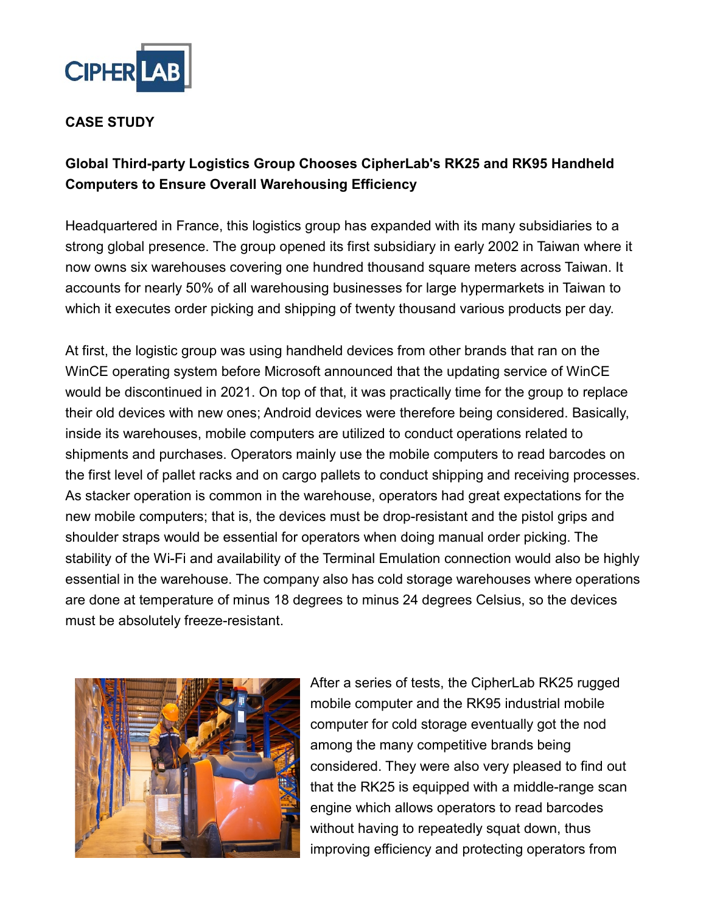**CASE STUDY**

## Global Third-party Logistics Group Chooses CipherLab's RK25 and RK95 Handheld Computers to Ensure Overall Warehousing Efficiency

Headquartered in France, this logistics group has expanded with its many subsidiaries to a strong global presence. The group opened its first subsidiary in early 2002 in Taiwan where it now owns six warehouses covering one hundred thousand square meters across Taiwan. It accounts for nearly 50% of all warehousing businesses for large hypermarkets in Taiwan to which it executes order picking and shipping of twenty thousand various products per day.

At first, the logistic group was using handheld devices from other brands that ran on the WinCE operating system before Microsoft announced that the updating service of WinCE would be discontinued in 2021. On top of that, it was practically time for the group to replace their old devices with new ones; Android devices were therefore being considered. Basically, inside its warehouses, mobile computers are utilized to conduct operations related to shipments and purchases. Operators mainly use the mobile computers to read barcodes on the first level of pallet racks and on cargo pallets to conduct shipping and receiving processes. As stacker operation is common in the warehouse, operators had great expectations for the new mobile computers; that is, the devices must be drop-resistant and the pistol grips and shoulder straps would be essential for operators when doing manual order picking. The stability of the Wi-Fi and availability of the Terminal Emulation connection would also be highly essential in the warehouse. The company also has cold storage warehouses where operations are done at temperature of minus 18 degrees to minus 24 degrees Celsius, so the devices must be absolutely freeze-resistant.

After a series of tests, the CipherLab RK25 rugged mobile computer and the RK95 industrial mobile computer for cold storage eventually got the nod among the many competitive brands being considered. They were also very pleased to find out that the RK25 is equipped with a middle-range scan engine which allows operators to read barcodes without having to repeatedly squat down, thus improving efficiency and protecting operators from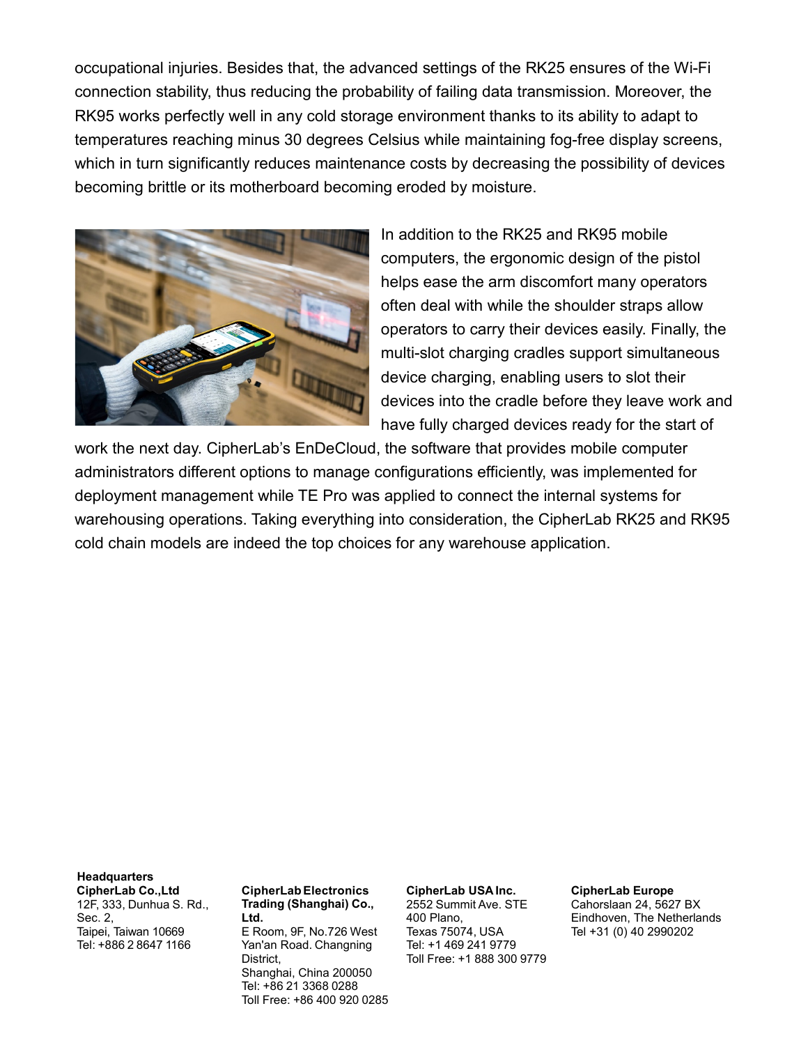occupational injuries. Besides that, the advanced settings of the RK25 ensures of the Wi-Fi connection stability, thus reducing the probability of failing data transmission. Moreover, the RK95 works perfectly well in any cold storage environment thanks to its ability to adapt to temperatures reaching minus 30 degrees Celsius while maintaining fog-free display screens, which in turn significantly reduces maintenance costs by decreasing the possibility of devices becoming brittle or its motherboard becoming eroded by moisture.

In addition to the RK25 and RK95 mobile computers, the ergonomic design of the pistol helps ease the arm discomfort many operators often deal with while the shoulder straps allow operators to carry their devices easily. Finally, the multi-slot charging cradles support simultaneous device charging, enabling users to slot their devices into the cradle before they leave work and have fully charged devices ready for the start of work the next day. CipherLab's EnDeCloud, the software that provides mobile computer administrators different options to manage configurations efficiently, was implemented for deployment management while TE Pro was applied to connect the internal systems for warehousing operations. Taking everything into consideration, the CipherLab RK25 and RK95 cold chain models are indeed the top choices for any warehouse application.

**Headquarters**
**CipherLab Co.,Ltd**
12F, 333, Dunhua S. Rd., Sec. 2,
Taipei, Taiwan 10669
Tel: +886 2 8647 1166

**CipherLab Electronics Trading (Shanghai) Co., Ltd.**
E Room, 9F, No.726 West Yan'an Road. Changning District,
Shanghai, China 200050
Tel: +86 21 3368 0288
Toll Free: +86 400 920 0285

**CipherLab USA Inc.**
2552 Summit Ave. STE 400 Plano,
Texas 75074, USA
Tel: +1 469 241 9779
Toll Free: +1 888 300 9779

**CipherLab Europe**
Cahorslaan 24, 5627 BX
Eindhoven, The Netherlands
Tel +31 (0) 40 2990202